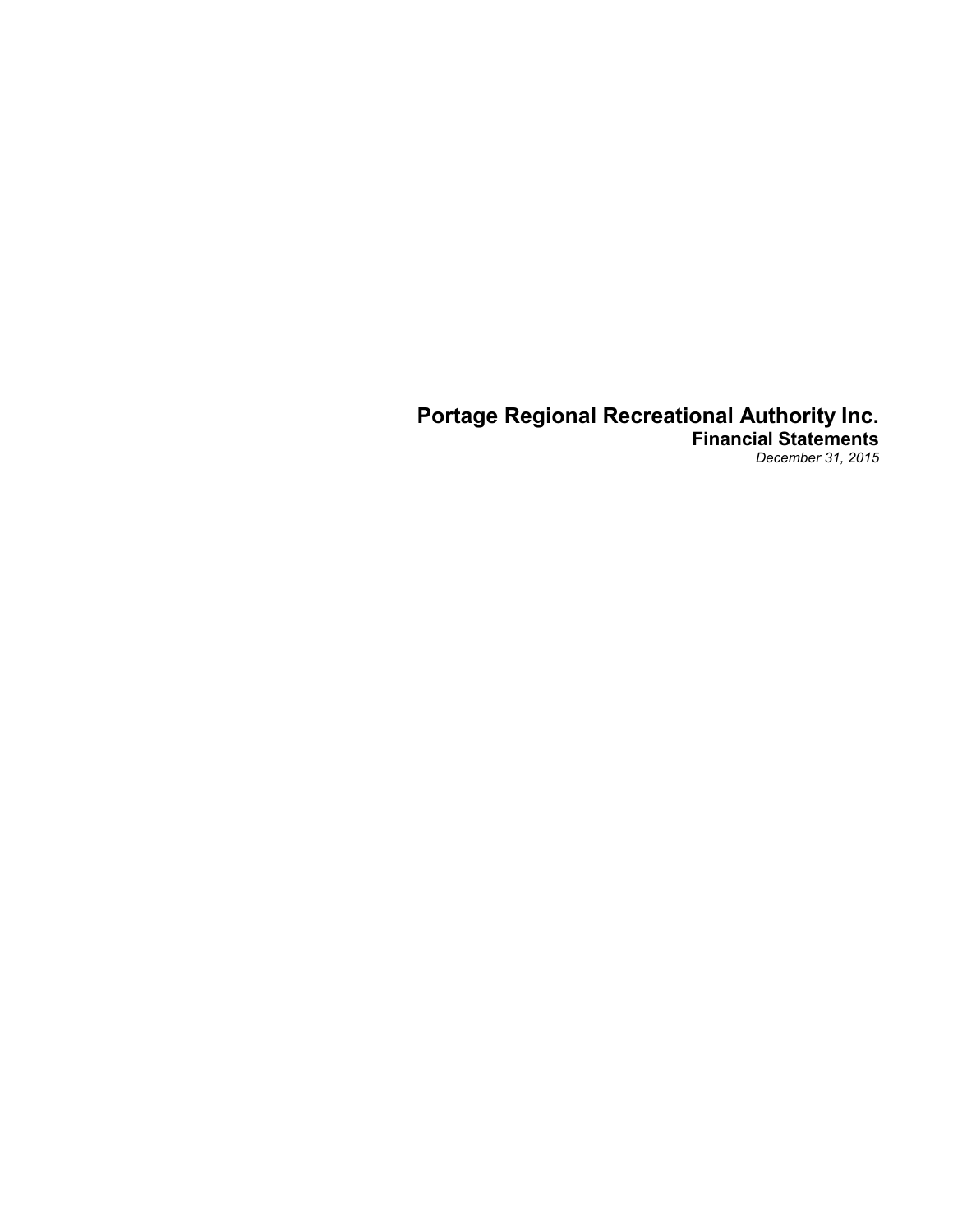# Portage Regional Recreational Authority Inc.

## Financial Statements

*December 31, 2015*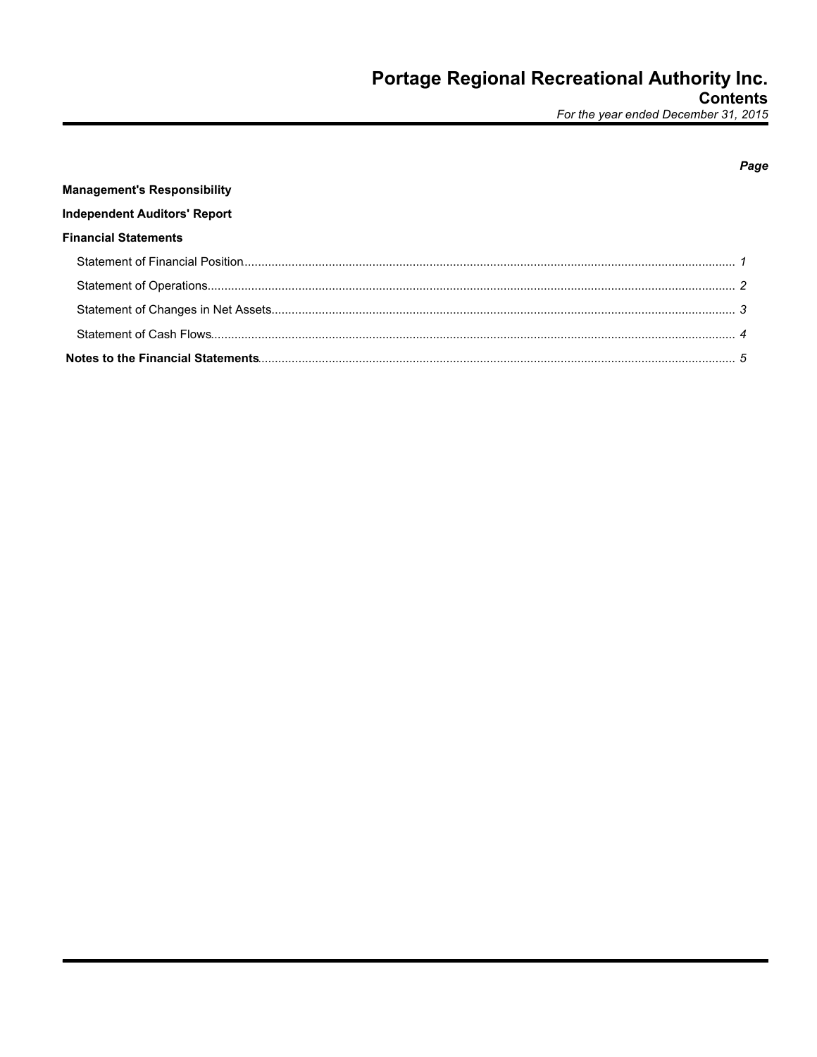# Portage Regional Recreational Authority Inc.

## Contents

*For the year ended December 31, 2015*

| | *Page* |
|---|---|
| **Management's Responsibility** | |
| **Independent Auditors' Report** | |
| **Financial Statements** | |
| Statement of Financial Position | *1* |
| Statement of Operations | *2* |
| Statement of Changes in Net Assets | *3* |
| Statement of Cash Flows | *4* |
| **Notes to the Financial Statements** | *5* |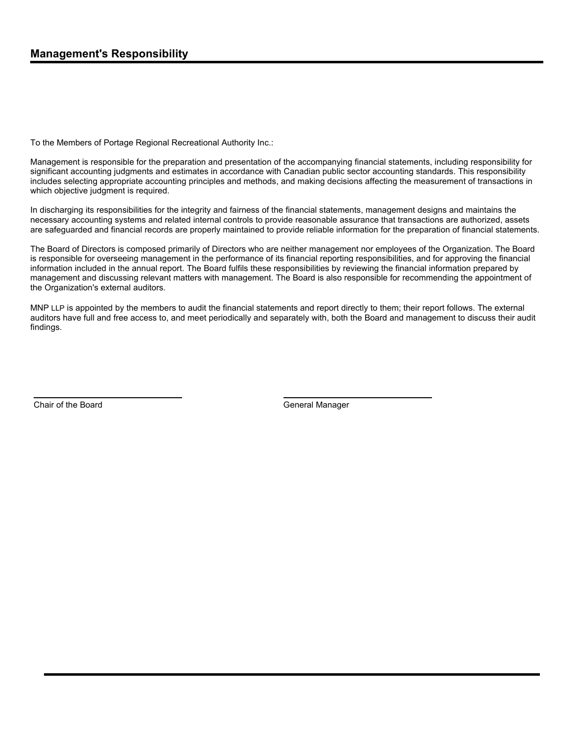## Management's Responsibility

To the Members of Portage Regional Recreational Authority Inc.:

Management is responsible for the preparation and presentation of the accompanying financial statements, including responsibility for significant accounting judgments and estimates in accordance with Canadian public sector accounting standards. This responsibility includes selecting appropriate accounting principles and methods, and making decisions affecting the measurement of transactions in which objective judgment is required.

In discharging its responsibilities for the integrity and fairness of the financial statements, management designs and maintains the necessary accounting systems and related internal controls to provide reasonable assurance that transactions are authorized, assets are safeguarded and financial records are properly maintained to provide reliable information for the preparation of financial statements.

The Board of Directors is composed primarily of Directors who are neither management nor employees of the Organization. The Board is responsible for overseeing management in the performance of its financial reporting responsibilities, and for approving the financial information included in the annual report. The Board fulfils these responsibilities by reviewing the financial information prepared by management and discussing relevant matters with management. The Board is also responsible for recommending the appointment of the Organization's external auditors.

MNP LLP is appointed by the members to audit the financial statements and report directly to them; their report follows. The external auditors have full and free access to, and meet periodically and separately with, both the Board and management to discuss their audit findings.

Chair of the Board

General Manager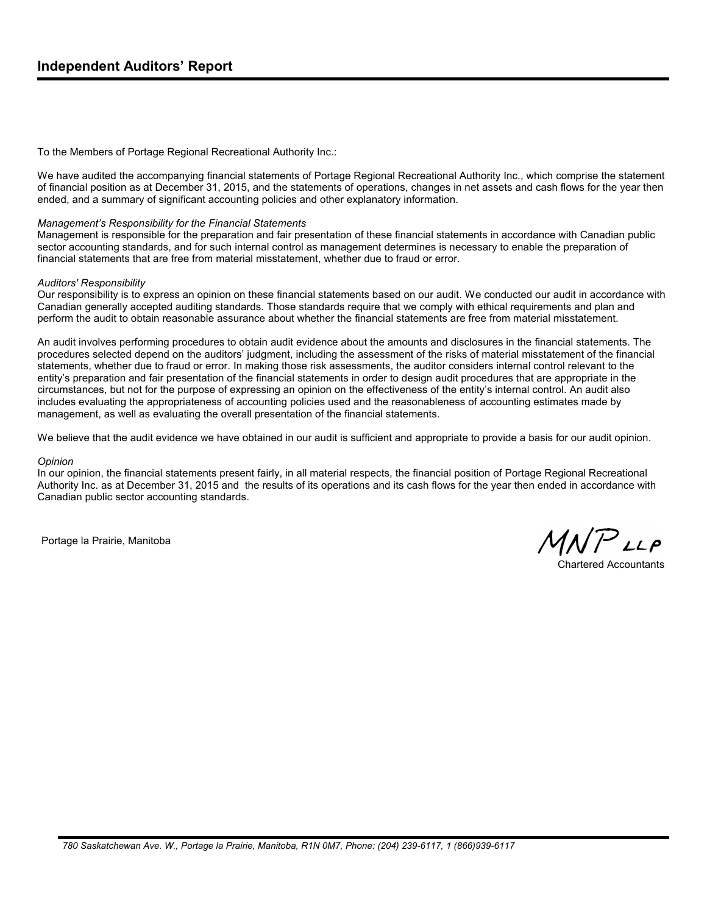## Independent Auditors' Report

To the Members of Portage Regional Recreational Authority Inc.:

We have audited the accompanying financial statements of Portage Regional Recreational Authority Inc., which comprise the statement of financial position as at December 31, 2015, and the statements of operations, changes in net assets and cash flows for the year then ended, and a summary of significant accounting policies and other explanatory information.

*Management's Responsibility for the Financial Statements*
Management is responsible for the preparation and fair presentation of these financial statements in accordance with Canadian public sector accounting standards, and for such internal control as management determines is necessary to enable the preparation of financial statements that are free from material misstatement, whether due to fraud or error.

*Auditors' Responsibility*
Our responsibility is to express an opinion on these financial statements based on our audit. We conducted our audit in accordance with Canadian generally accepted auditing standards. Those standards require that we comply with ethical requirements and plan and perform the audit to obtain reasonable assurance about whether the financial statements are free from material misstatement.

An audit involves performing procedures to obtain audit evidence about the amounts and disclosures in the financial statements. The procedures selected depend on the auditors' judgment, including the assessment of the risks of material misstatement of the financial statements, whether due to fraud or error. In making those risk assessments, the auditor considers internal control relevant to the entity's preparation and fair presentation of the financial statements in order to design audit procedures that are appropriate in the circumstances, but not for the purpose of expressing an opinion on the effectiveness of the entity's internal control. An audit also includes evaluating the appropriateness of accounting policies used and the reasonableness of accounting estimates made by management, as well as evaluating the overall presentation of the financial statements.

We believe that the audit evidence we have obtained in our audit is sufficient and appropriate to provide a basis for our audit opinion.

*Opinion*
In our opinion, the financial statements present fairly, in all material respects, the financial position of Portage Regional Recreational Authority Inc. as at December 31, 2015 and the results of its operations and its cash flows for the year then ended in accordance with Canadian public sector accounting standards.

Portage la Prairie, Manitoba

MNP LLP
Chartered Accountants

*780 Saskatchewan Ave. W., Portage la Prairie, Manitoba, R1N 0M7, Phone: (204) 239-6117, 1 (866)939-6117*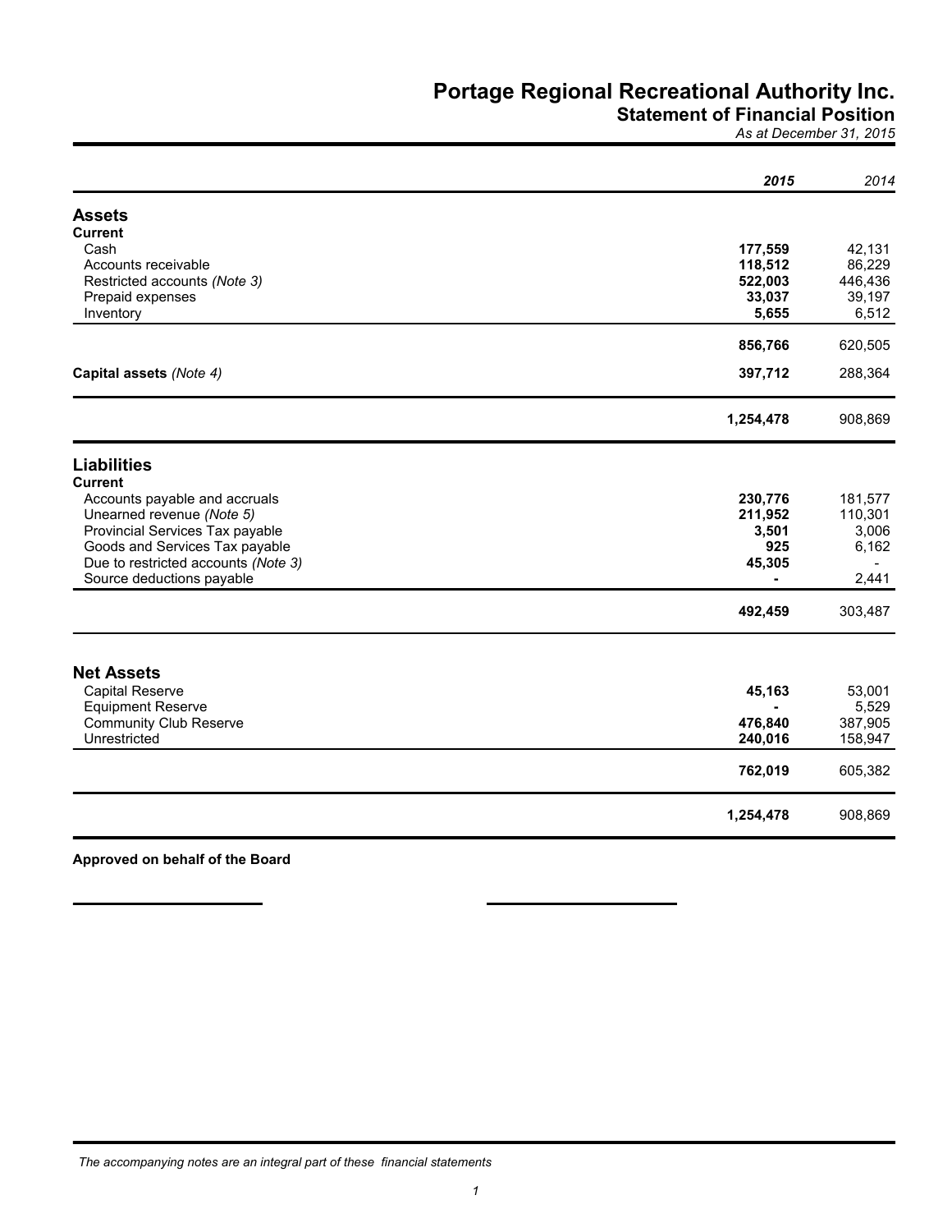# Portage Regional Recreational Authority Inc.

## Statement of Financial Position

*As at December 31, 2015*

| | **2015** | *2014* |
|---|---|---|
| **Assets** | | |
| **Current** | | |
| Cash | **177,559** | 42,131 |
| Accounts receivable | **118,512** | 86,229 |
| Restricted accounts *(Note 3)* | **522,003** | 446,436 |
| Prepaid expenses | **33,037** | 39,197 |
| Inventory | **5,655** | 6,512 |
| | **856,766** | 620,505 |
| **Capital assets** *(Note 4)* | **397,712** | 288,364 |
| | **1,254,478** | 908,869 |
| **Liabilities** | | |
| **Current** | | |
| Accounts payable and accruals | **230,776** | 181,577 |
| Unearned revenue *(Note 5)* | **211,952** | 110,301 |
| Provincial Services Tax payable | **3,501** | 3,006 |
| Goods and Services Tax payable | **925** | 6,162 |
| Due to restricted accounts *(Note 3)* | **45,305** | - |
| Source deductions payable | **-** | 2,441 |
| | **492,459** | 303,487 |
| **Net Assets** | | |
| Capital Reserve | **45,163** | 53,001 |
| Equipment Reserve | **-** | 5,529 |
| Community Club Reserve | **476,840** | 387,905 |
| Unrestricted | **240,016** | 158,947 |
| | **762,019** | 605,382 |
| | **1,254,478** | 908,869 |

**Approved on behalf of the Board**

\_\_\_\_\_\_\_\_\_\_\_\_\_\_\_\_\_\_\_\_\_\_\_\_  \_\_\_\_\_\_\_\_\_\_\_\_\_\_\_\_\_\_\_\_\_\_\_\_

*The accompanying notes are an integral part of these financial statements*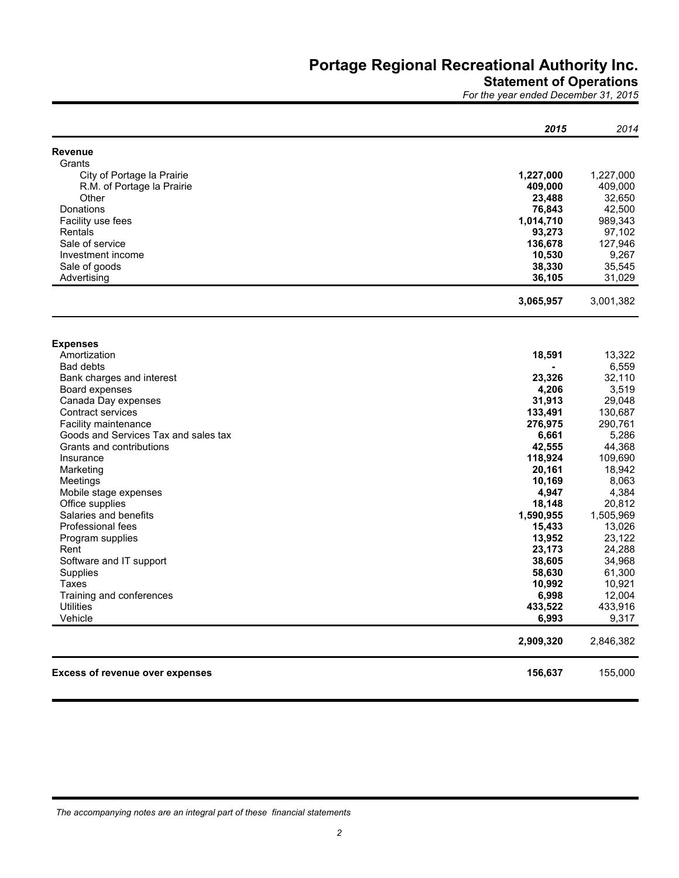# Portage Regional Recreational Authority Inc.

## Statement of Operations

*For the year ended December 31, 2015*

| | 2015 | 2014 |
|---|---|---|
| **Revenue** | | |
| Grants | | |
| City of Portage la Prairie | **1,227,000** | 1,227,000 |
| R.M. of Portage la Prairie | **409,000** | 409,000 |
| Other | **23,488** | 32,650 |
| Donations | **76,843** | 42,500 |
| Facility use fees | **1,014,710** | 989,343 |
| Rentals | **93,273** | 97,102 |
| Sale of service | **136,678** | 127,946 |
| Investment income | **10,530** | 9,267 |
| Sale of goods | **38,330** | 35,545 |
| Advertising | **36,105** | 31,029 |
| | **3,065,957** | 3,001,382 |
| **Expenses** | | |
| Amortization | **18,591** | 13,322 |
| Bad debts | **-** | 6,559 |
| Bank charges and interest | **23,326** | 32,110 |
| Board expenses | **4,206** | 3,519 |
| Canada Day expenses | **31,913** | 29,048 |
| Contract services | **133,491** | 130,687 |
| Facility maintenance | **276,975** | 290,761 |
| Goods and Services Tax and sales tax | **6,661** | 5,286 |
| Grants and contributions | **42,555** | 44,368 |
| Insurance | **118,924** | 109,690 |
| Marketing | **20,161** | 18,942 |
| Meetings | **10,169** | 8,063 |
| Mobile stage expenses | **4,947** | 4,384 |
| Office supplies | **18,148** | 20,812 |
| Salaries and benefits | **1,590,955** | 1,505,969 |
| Professional fees | **15,433** | 13,026 |
| Program supplies | **13,952** | 23,122 |
| Rent | **23,173** | 24,288 |
| Software and IT support | **38,605** | 34,968 |
| Supplies | **58,630** | 61,300 |
| Taxes | **10,992** | 10,921 |
| Training and conferences | **6,998** | 12,004 |
| Utilities | **433,522** | 433,916 |
| Vehicle | **6,993** | 9,317 |
| | **2,909,320** | 2,846,382 |
| **Excess of revenue over expenses** | **156,637** | 155,000 |

*The accompanying notes are an integral part of these financial statements*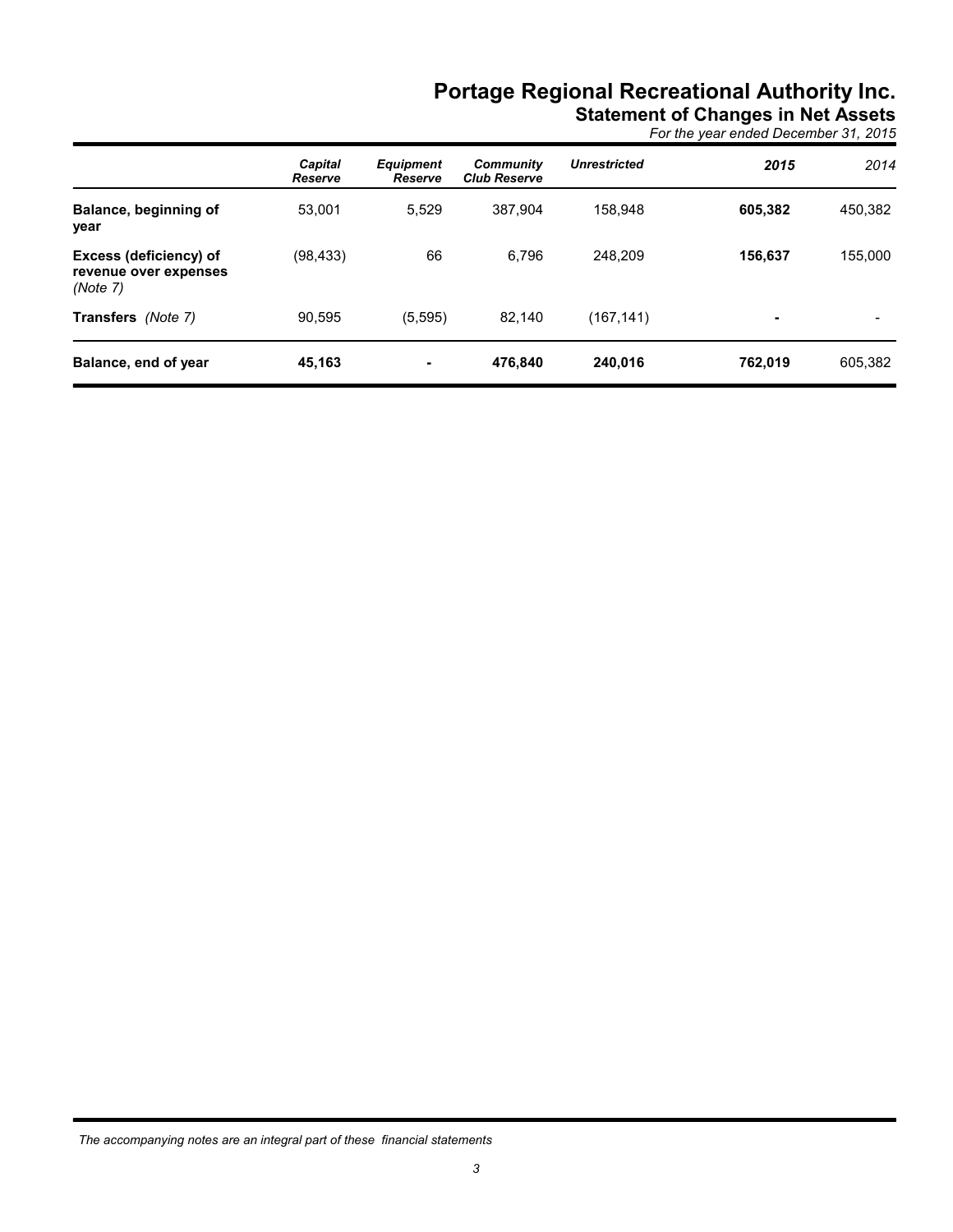# Portage Regional Recreational Authority Inc.

## Statement of Changes in Net Assets

*For the year ended December 31, 2015*

| | *Capital Reserve* | *Equipment Reserve* | *Community Club Reserve* | *Unrestricted* | ***2015*** | *2014* |
|---|---|---|---|---|---|---|
| **Balance, beginning of year** | 53,001 | 5,529 | 387,904 | 158,948 | **605,382** | 450,382 |
| **Excess (deficiency) of revenue over expenses** *(Note 7)* | (98,433) | 66 | 6,796 | 248,209 | **156,637** | 155,000 |
| **Transfers** *(Note 7)* | 90,595 | (5,595) | 82,140 | (167,141) | **-** | - |
| **Balance, end of year** | **45,163** | **-** | **476,840** | **240,016** | **762,019** | 605,382 |

*The accompanying notes are an integral part of these financial statements*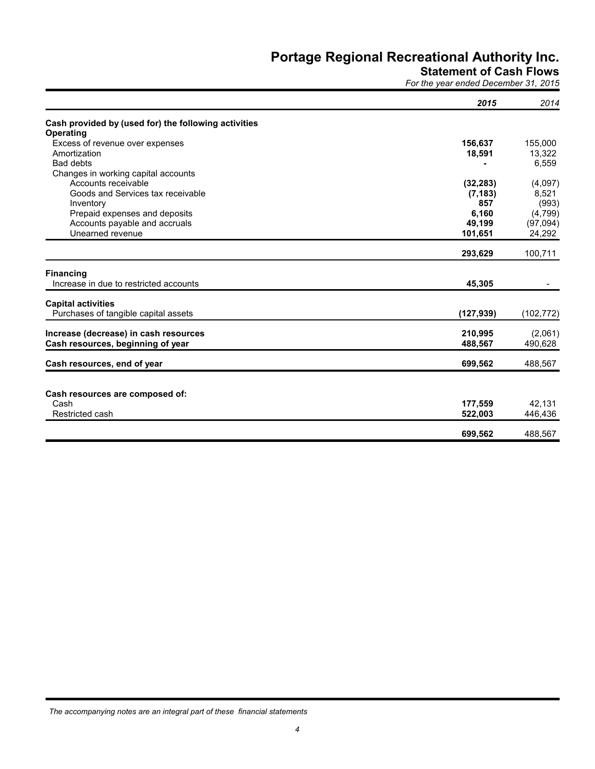# Portage Regional Recreational Authority Inc.

## Statement of Cash Flows

*For the year ended December 31, 2015*

| | *2015* | *2014* |
|---|---|---|
| **Cash provided by (used for) the following activities** | | |
| **Operating** | | |
| Excess of revenue over expenses | **156,637** | 155,000 |
| Amortization | **18,591** | 13,322 |
| Bad debts | **-** | 6,559 |
| Changes in working capital accounts | | |
| Accounts receivable | **(32,283)** | (4,097) |
| Goods and Services tax receivable | **(7,183)** | 8,521 |
| Inventory | **857** | (993) |
| Prepaid expenses and deposits | **6,160** | (4,799) |
| Accounts payable and accruals | **49,199** | (97,094) |
| Unearned revenue | **101,651** | 24,292 |
| | **293,629** | 100,711 |
| **Financing** | | |
| Increase in due to restricted accounts | **45,305** | - |
| **Capital activities** | | |
| Purchases of tangible capital assets | **(127,939)** | (102,772) |
| **Increase (decrease) in cash resources** | **210,995** | (2,061) |
| **Cash resources, beginning of year** | **488,567** | 490,628 |
| **Cash resources, end of year** | **699,562** | 488,567 |
| **Cash resources are composed of:** | | |
| Cash | **177,559** | 42,131 |
| Restricted cash | **522,003** | 446,436 |
| | **699,562** | 488,567 |

*The accompanying notes are an integral part of these financial statements*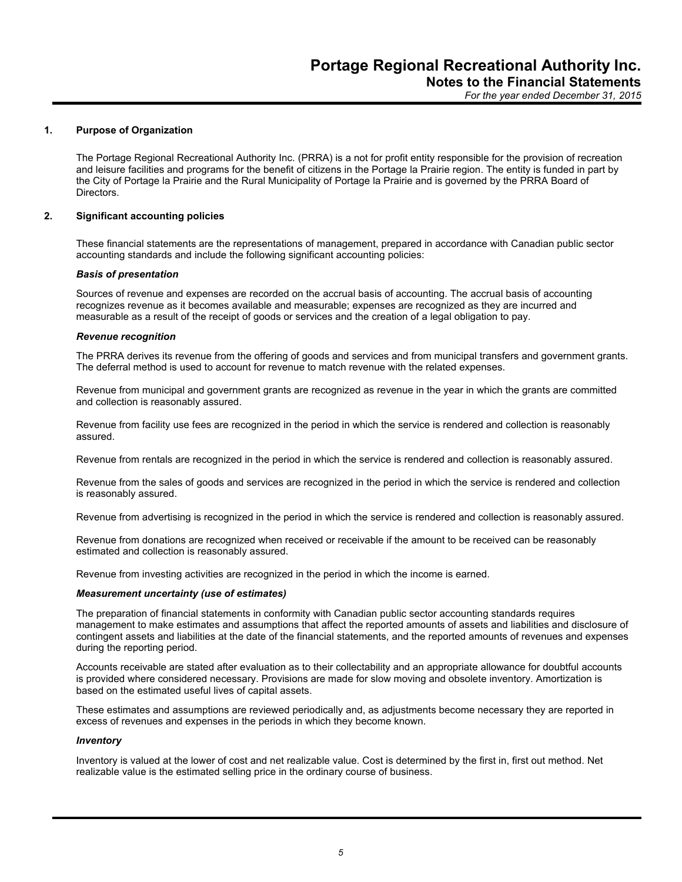## 1. Purpose of Organization

The Portage Regional Recreational Authority Inc. (PRRA) is a not for profit entity responsible for the provision of recreation and leisure facilities and programs for the benefit of citizens in the Portage la Prairie region. The entity is funded in part by the City of Portage la Prairie and the Rural Municipality of Portage la Prairie and is governed by the PRRA Board of Directors.

## 2. Significant accounting policies

These financial statements are the representations of management, prepared in accordance with Canadian public sector accounting standards and include the following significant accounting policies:

***Basis of presentation***

Sources of revenue and expenses are recorded on the accrual basis of accounting. The accrual basis of accounting recognizes revenue as it becomes available and measurable; expenses are recognized as they are incurred and measurable as a result of the receipt of goods or services and the creation of a legal obligation to pay.

***Revenue recognition***

The PRRA derives its revenue from the offering of goods and services and from municipal transfers and government grants. The deferral method is used to account for revenue to match revenue with the related expenses.

Revenue from municipal and government grants are recognized as revenue in the year in which the grants are committed and collection is reasonably assured.

Revenue from facility use fees are recognized in the period in which the service is rendered and collection is reasonably assured.

Revenue from rentals are recognized in the period in which the service is rendered and collection is reasonably assured.

Revenue from the sales of goods and services are recognized in the period in which the service is rendered and collection is reasonably assured.

Revenue from advertising is recognized in the period in which the service is rendered and collection is reasonably assured.

Revenue from donations are recognized when received or receivable if the amount to be received can be reasonably estimated and collection is reasonably assured.

Revenue from investing activities are recognized in the period in which the income is earned.

***Measurement uncertainty (use of estimates)***

The preparation of financial statements in conformity with Canadian public sector accounting standards requires management to make estimates and assumptions that affect the reported amounts of assets and liabilities and disclosure of contingent assets and liabilities at the date of the financial statements, and the reported amounts of revenues and expenses during the reporting period.

Accounts receivable are stated after evaluation as to their collectability and an appropriate allowance for doubtful accounts is provided where considered necessary. Provisions are made for slow moving and obsolete inventory. Amortization is based on the estimated useful lives of capital assets.

These estimates and assumptions are reviewed periodically and, as adjustments become necessary they are reported in excess of revenues and expenses in the periods in which they become known.

***Inventory***

Inventory is valued at the lower of cost and net realizable value. Cost is determined by the first in, first out method. Net realizable value is the estimated selling price in the ordinary course of business.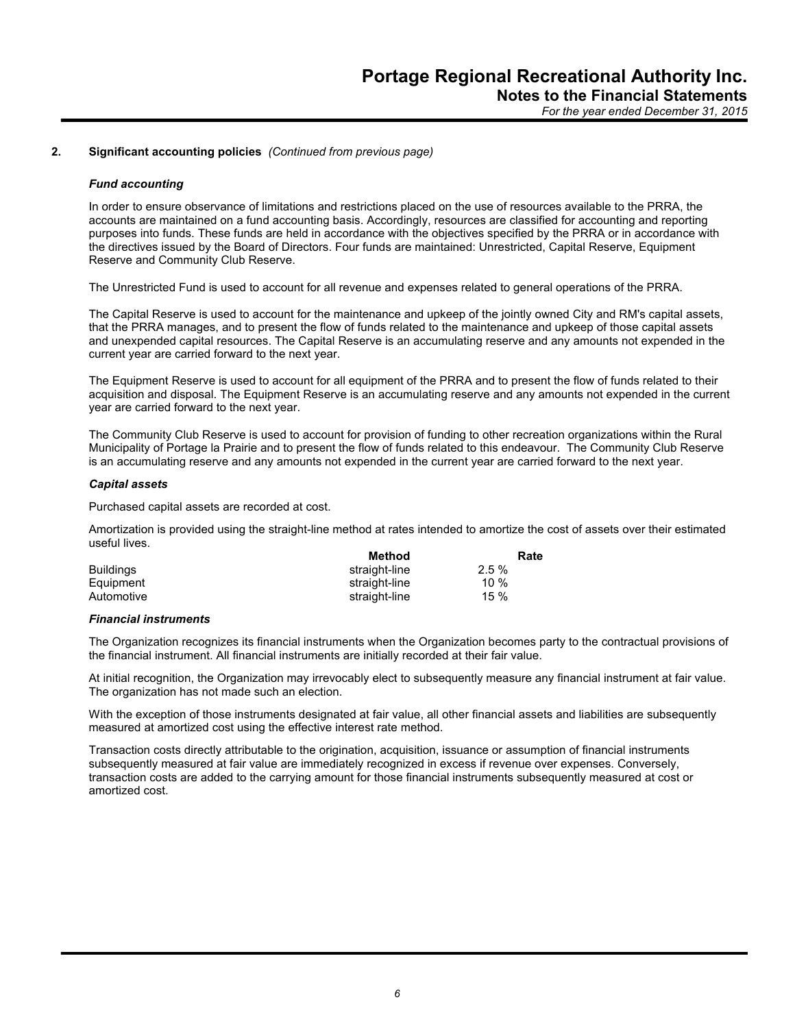## 2. Significant accounting policies *(Continued from previous page)*

***Fund accounting***

In order to ensure observance of limitations and restrictions placed on the use of resources available to the PRRA, the accounts are maintained on a fund accounting basis. Accordingly, resources are classified for accounting and reporting purposes into funds. These funds are held in accordance with the objectives specified by the PRRA or in accordance with the directives issued by the Board of Directors. Four funds are maintained: Unrestricted, Capital Reserve, Equipment Reserve and Community Club Reserve.

The Unrestricted Fund is used to account for all revenue and expenses related to general operations of the PRRA.

The Capital Reserve is used to account for the maintenance and upkeep of the jointly owned City and RM's capital assets, that the PRRA manages, and to present the flow of funds related to the maintenance and upkeep of those capital assets and unexpended capital resources. The Capital Reserve is an accumulating reserve and any amounts not expended in the current year are carried forward to the next year.

The Equipment Reserve is used to account for all equipment of the PRRA and to present the flow of funds related to their acquisition and disposal. The Equipment Reserve is an accumulating reserve and any amounts not expended in the current year are carried forward to the next year.

The Community Club Reserve is used to account for provision of funding to other recreation organizations within the Rural Municipality of Portage la Prairie and to present the flow of funds related to this endeavour. The Community Club Reserve is an accumulating reserve and any amounts not expended in the current year are carried forward to the next year.

***Capital assets***

Purchased capital assets are recorded at cost.

Amortization is provided using the straight-line method at rates intended to amortize the cost of assets over their estimated useful lives.

| | Method | Rate |
|---|---|---|
| Buildings | straight-line | 2.5 % |
| Equipment | straight-line | 10 % |
| Automotive | straight-line | 15 % |

***Financial instruments***

The Organization recognizes its financial instruments when the Organization becomes party to the contractual provisions of the financial instrument. All financial instruments are initially recorded at their fair value.

At initial recognition, the Organization may irrevocably elect to subsequently measure any financial instrument at fair value. The organization has not made such an election.

With the exception of those instruments designated at fair value, all other financial assets and liabilities are subsequently measured at amortized cost using the effective interest rate method.

Transaction costs directly attributable to the origination, acquisition, issuance or assumption of financial instruments subsequently measured at fair value are immediately recognized in excess if revenue over expenses. Conversely, transaction costs are added to the carrying amount for those financial instruments subsequently measured at cost or amortized cost.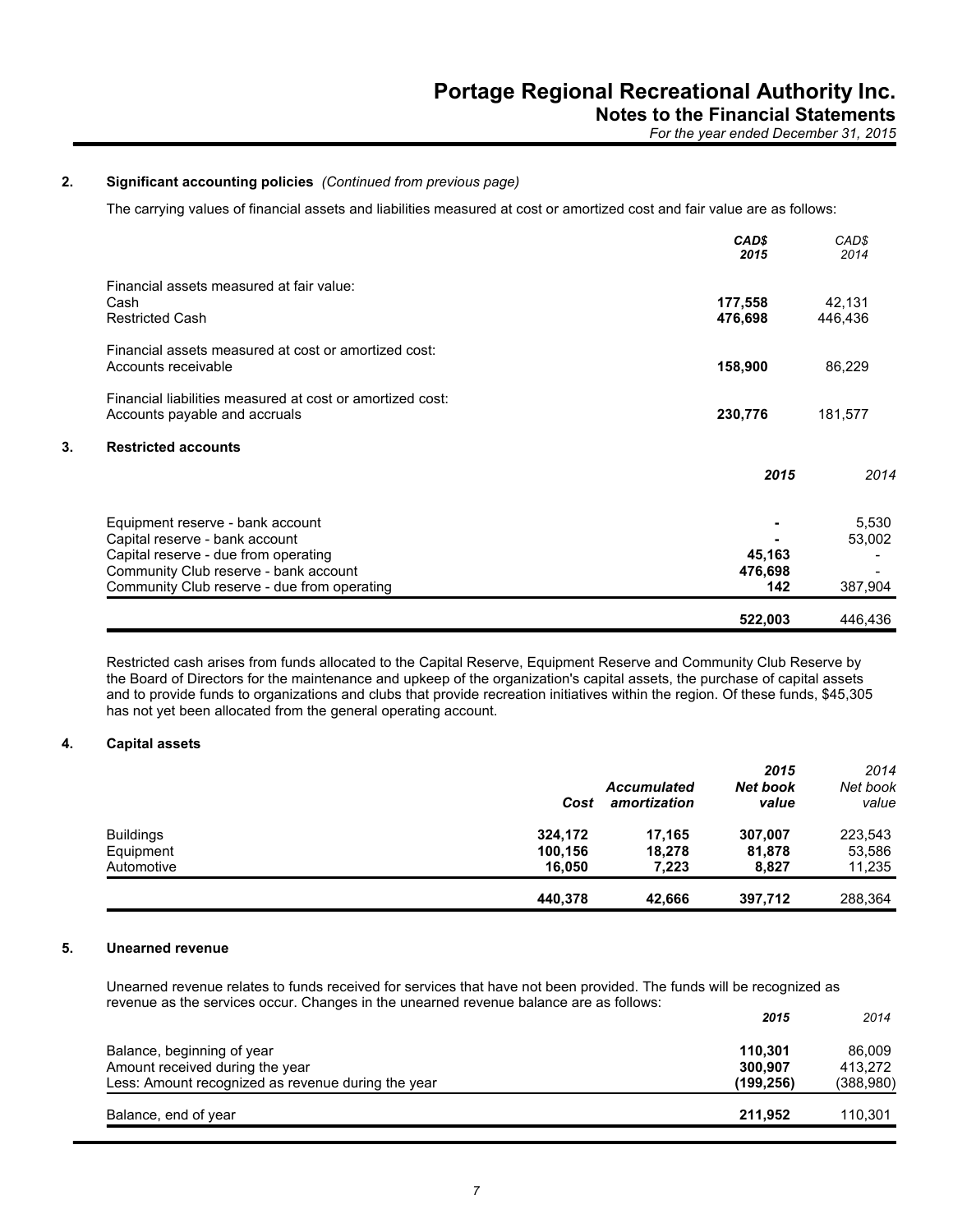**2. Significant accounting policies** *(Continued from previous page)*

The carrying values of financial assets and liabilities measured at cost or amortized cost and fair value are as follows:

| | ***CAD$ 2015*** | *CAD$ 2014* |
|---|---|---|
| Financial assets measured at fair value: | | |
| Cash | **177,558** | 42,131 |
| Restricted Cash | **476,698** | 446,436 |
| Financial assets measured at cost or amortized cost: | | |
| Accounts receivable | **158,900** | 86,229 |
| Financial liabilities measured at cost or amortized cost: | | |
| Accounts payable and accruals | **230,776** | 181,577 |

## 3. Restricted accounts

| | ***2015*** | *2014* |
|---|---|---|
| Equipment reserve - bank account | **-** | 5,530 |
| Capital reserve - bank account | **-** | 53,002 |
| Capital reserve - due from operating | **45,163** | - |
| Community Club reserve - bank account | **476,698** | - |
| Community Club reserve - due from operating | **142** | 387,904 |
| | **522,003** | 446,436 |

Restricted cash arises from funds allocated to the Capital Reserve, Equipment Reserve and Community Club Reserve by the Board of Directors for the maintenance and upkeep of the organization's capital assets, the purchase of capital assets and to provide funds to organizations and clubs that provide recreation initiatives within the region. Of these funds, $45,305 has not yet been allocated from the general operating account.

## 4. Capital assets

| | ***Cost*** | ***Accumulated amortization*** | ***2015 Net book value*** | *2014 Net book value* |
|---|---|---|---|---|
| Buildings | **324,172** | **17,165** | **307,007** | 223,543 |
| Equipment | **100,156** | **18,278** | **81,878** | 53,586 |
| Automotive | **16,050** | **7,223** | **8,827** | 11,235 |
| | **440,378** | **42,666** | **397,712** | 288,364 |

## 5. Unearned revenue

Unearned revenue relates to funds received for services that have not been provided. The funds will be recognized as revenue as the services occur. Changes in the unearned revenue balance are as follows:

| | ***2015*** | *2014* |
|---|---|---|
| Balance, beginning of year | **110,301** | 86,009 |
| Amount received during the year | **300,907** | 413,272 |
| Less: Amount recognized as revenue during the year | **(199,256)** | (388,980) |
| Balance, end of year | **211,952** | 110,301 |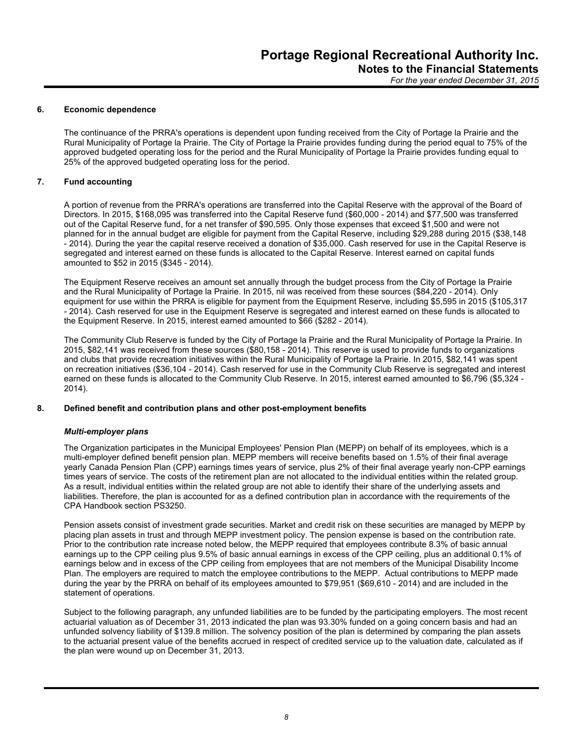## 6. Economic dependence

The continuance of the PRRA's operations is dependent upon funding received from the City of Portage la Prairie and the Rural Municipality of Portage la Prairie. The City of Portage la Prairie provides funding during the period equal to 75% of the approved budgeted operating loss for the period and the Rural Municipality of Portage la Prairie provides funding equal to 25% of the approved budgeted operating loss for the period.

## 7. Fund accounting

A portion of revenue from the PRRA's operations are transferred into the Capital Reserve with the approval of the Board of Directors. In 2015, $168,095 was transferred into the Capital Reserve fund ($60,000 - 2014) and $77,500 was transferred out of the Capital Reserve fund, for a net transfer of $90,595. Only those expenses that exceed $1,500 and were not planned for in the annual budget are eligible for payment from the Capital Reserve, including $29,288 during 2015 ($38,148 - 2014). During the year the capital reserve received a donation of $35,000. Cash reserved for use in the Capital Reserve is segregated and interest earned on these funds is allocated to the Capital Reserve. Interest earned on capital funds amounted to $52 in 2015 ($345 - 2014).

The Equipment Reserve receives an amount set annually through the budget process from the City of Portage la Prairie and the Rural Municipality of Portage la Prairie. In 2015, nil was received from these sources ($84,220 - 2014). Only equipment for use within the PRRA is eligible for payment from the Equipment Reserve, including $5,595 in 2015 ($105,317 - 2014). Cash reserved for use in the Equipment Reserve is segregated and interest earned on these funds is allocated to the Equipment Reserve. In 2015, interest earned amounted to $66 ($282 - 2014).

The Community Club Reserve is funded by the City of Portage la Prairie and the Rural Municipality of Portage la Prairie. In 2015, $82,141 was received from these sources ($80,158 - 2014). This reserve is used to provide funds to organizations and clubs that provide recreation initiatives within the Rural Municipality of Portage la Prairie. In 2015, $82,141 was spent on recreation initiatives ($36,104 - 2014). Cash reserved for use in the Community Club Reserve is segregated and interest earned on these funds is allocated to the Community Club Reserve. In 2015, interest earned amounted to $6,796 ($5,324 - 2014).

## 8. Defined benefit and contribution plans and other post-employment benefits

### *Multi-employer plans*

The Organization participates in the Municipal Employees' Pension Plan (MEPP) on behalf of its employees, which is a multi-employer defined benefit pension plan. MEPP members will receive benefits based on 1.5% of their final average yearly Canada Pension Plan (CPP) earnings times years of service, plus 2% of their final average yearly non-CPP earnings times years of service. The costs of the retirement plan are not allocated to the individual entities within the related group. As a result, individual entities within the related group are not able to identify their share of the underlying assets and liabilities. Therefore, the plan is accounted for as a defined contribution plan in accordance with the requirements of the CPA Handbook section PS3250.

Pension assets consist of investment grade securities. Market and credit risk on these securities are managed by MEPP by placing plan assets in trust and through MEPP investment policy. The pension expense is based on the contribution rate. Prior to the contribution rate increase noted below, the MEPP required that employees contribute 8.3% of basic annual earnings up to the CPP ceiling plus 9.5% of basic annual earnings in excess of the CPP ceiling, plus an additional 0.1% of earnings below and in excess of the CPP ceiling from employees that are not members of the Municipal Disability Income Plan. The employers are required to match the employee contributions to the MEPP. Actual contributions to MEPP made during the year by the PRRA on behalf of its employees amounted to $79,951 ($69,610 - 2014) and are included in the statement of operations.

Subject to the following paragraph, any unfunded liabilities are to be funded by the participating employers. The most recent actuarial valuation as of December 31, 2013 indicated the plan was 93.30% funded on a going concern basis and had an unfunded solvency liability of $139.8 million. The solvency position of the plan is determined by comparing the plan assets to the actuarial present value of the benefits accrued in respect of credited service up to the valuation date, calculated as if the plan were wound up on December 31, 2013.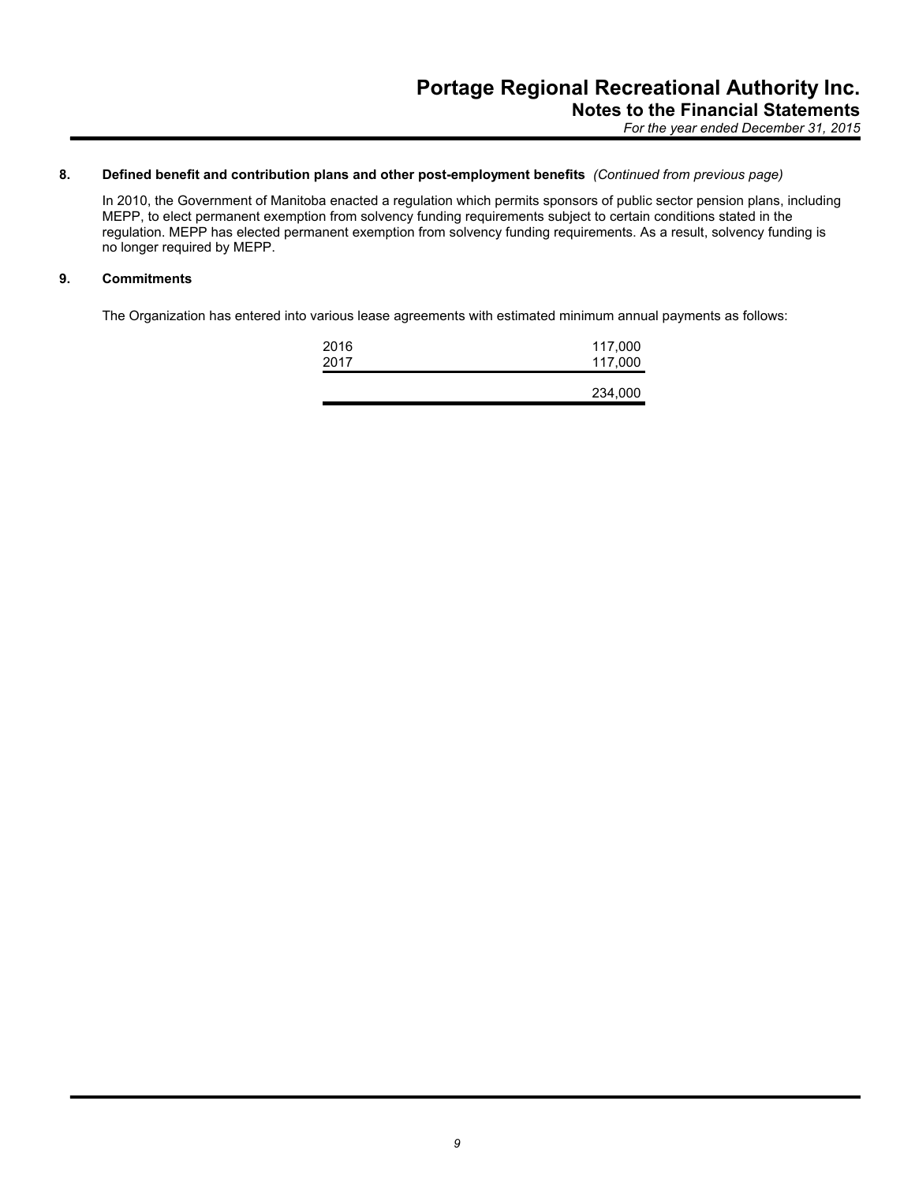**8. Defined benefit and contribution plans and other post-employment benefits** *(Continued from previous page)*

In 2010, the Government of Manitoba enacted a regulation which permits sponsors of public sector pension plans, including MEPP, to elect permanent exemption from solvency funding requirements subject to certain conditions stated in the regulation. MEPP has elected permanent exemption from solvency funding requirements. As a result, solvency funding is no longer required by MEPP.

**9. Commitments**

The Organization has entered into various lease agreements with estimated minimum annual payments as follows:

| | |
|---|---|
| 2016 | 117,000 |
| 2017 | 117,000 |
| | 234,000 |